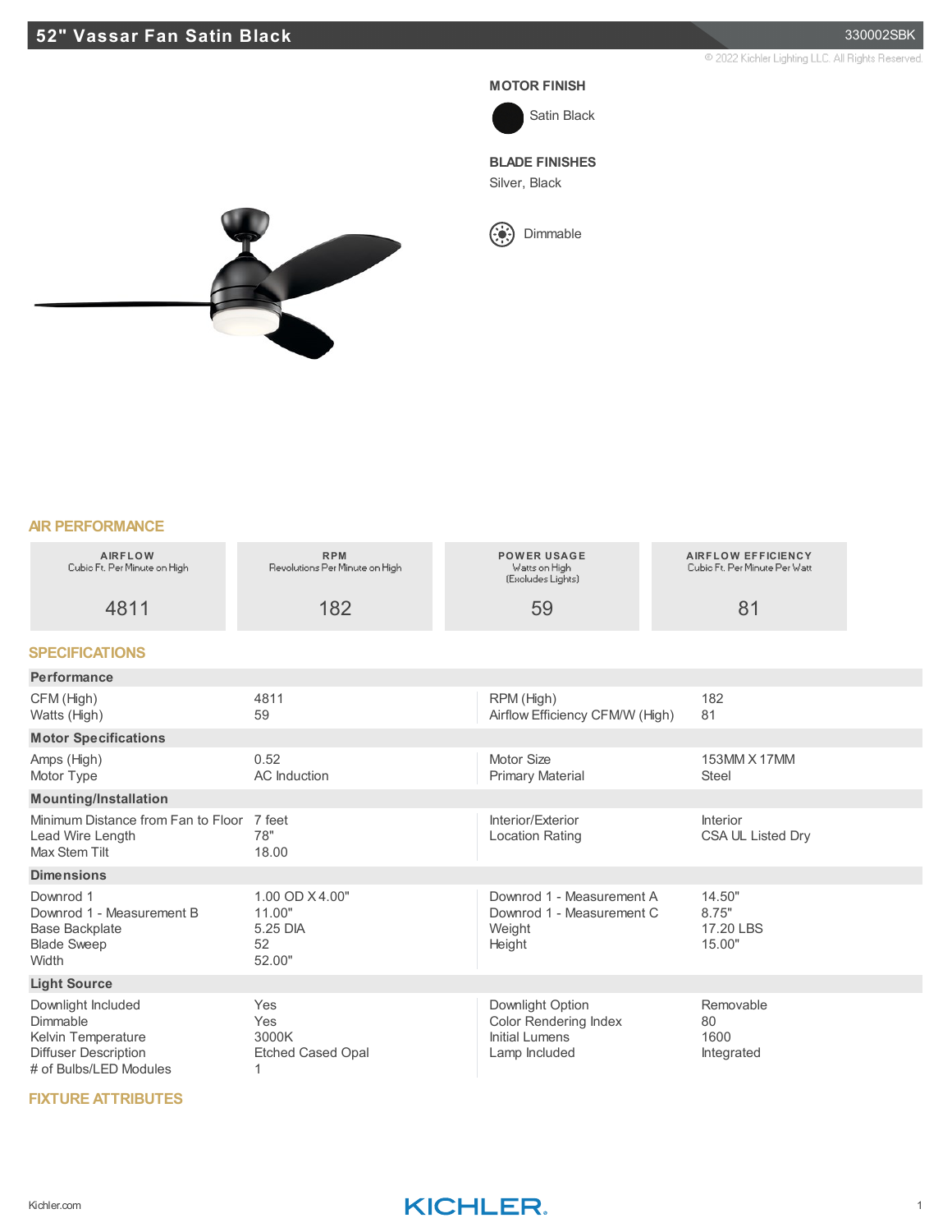# 52" Vassar Fan Satin Black

330002SBK

© 2022 Kichler Lighting LLC. All Rights Reserved.

**MOTOR FINISH**

Satin Black

**BLADE FINISHES**

Silver, Black

Dimmable

## AIR PERFORMANCE

| AIRFLOW<br>Cubic Ft. Per Minute on High | RPM<br>Revolutions Per Minute on High | POWER USAGE<br>Watts on High<br>(Excludes Lights) | AIRFLOW EFFICIENCY<br>Cubic Ft. Per Minute Per Watt |
|---|---|---|---|
| 4811 | 182 | 59 | 81 |

## SPECIFICATIONS

### Performance

| | | | |
|---|---|---|---|
| CFM (High) | 4811 | RPM (High) | 182 |
| Watts (High) | 59 | Airflow Efficiency CFM/W (High) | 81 |

### Motor Specifications

| | | | |
|---|---|---|---|
| Amps (High) | 0.52 | Motor Size | 153MM X 17MM |
| Motor Type | AC Induction | Primary Material | Steel |

### Mounting/Installation

| | | | |
|---|---|---|---|
| Minimum Distance from Fan to Floor | 7 feet | Interior/Exterior | Interior |
| Lead Wire Length | 78" | Location Rating | CSA UL Listed Dry |
| Max Stem Tilt | 18.00 | | |

### Dimensions

| | | | |
|---|---|---|---|
| Downrod 1 | 1.00 OD X 4.00" | Downrod 1 - Measurement A | 14.50" |
| Downrod 1 - Measurement B | 11.00" | Downrod 1 - Measurement C | 8.75" |
| Base Backplate | 5.25 DIA | Weight | 17.20 LBS |
| Blade Sweep | 52 | Height | 15.00" |
| Width | 52.00" | | |

### Light Source

| | | | |
|---|---|---|---|
| Downlight Included | Yes | Downlight Option | Removable |
| Dimmable | Yes | Color Rendering Index | 80 |
| Kelvin Temperature | 3000K | Initial Lumens | 1600 |
| Diffuser Description | Etched Cased Opal | Lamp Included | Integrated |
| # of Bulbs/LED Modules | 1 | | |

## FIXTURE ATTRIBUTES

Kichler.com

KICHLER.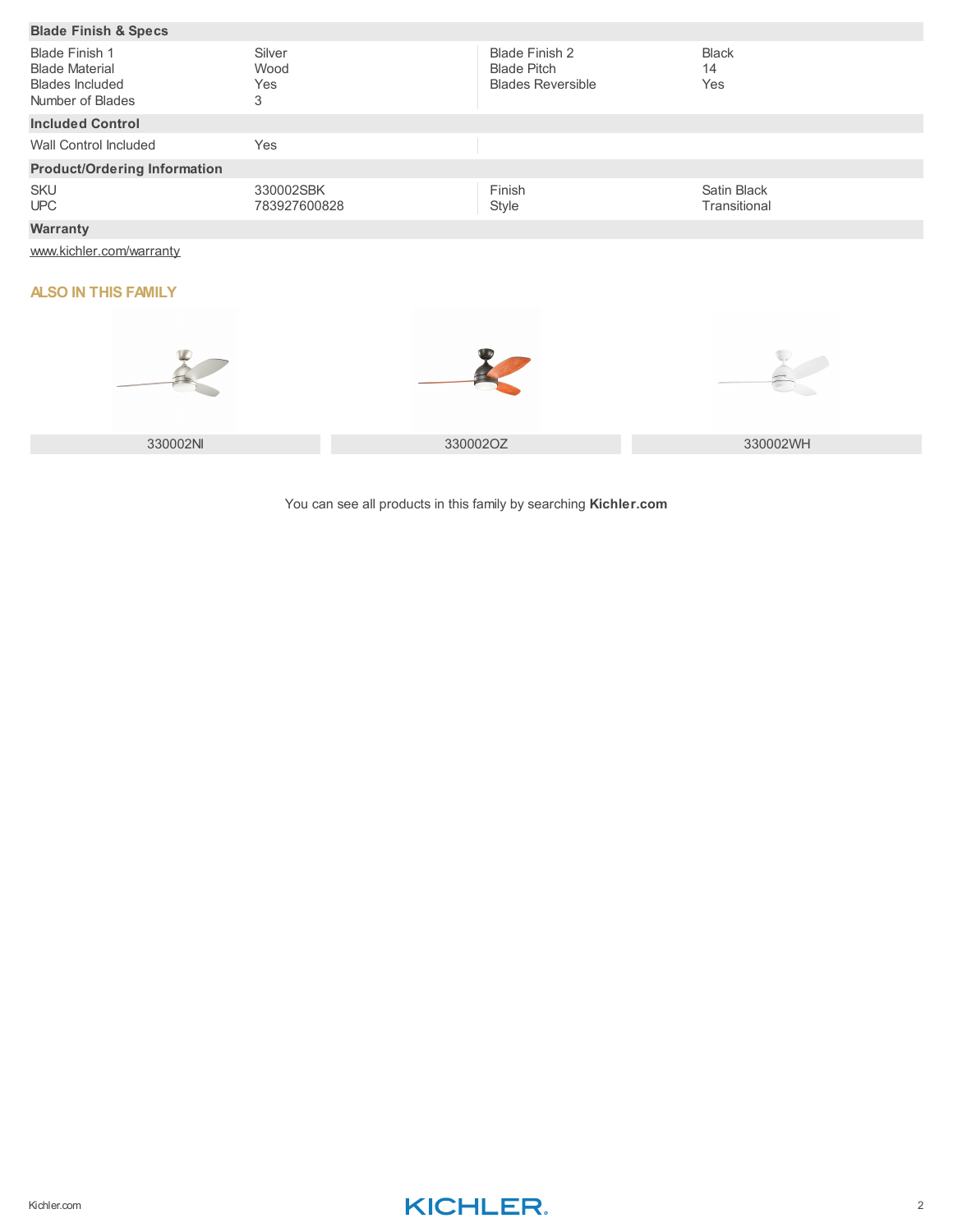## Blade Finish & Specs

| | | | |
|---|---|---|---|
| Blade Finish 1 | Silver | Blade Finish 2 | Black |
| Blade Material | Wood | Blade Pitch | 14 |
| Blades Included | Yes | Blades Reversible | Yes |
| Number of Blades | 3 | | |

## Included Control

| | |
|---|---|
| Wall Control Included | Yes |

## Product/Ordering Information

| | | | |
|---|---|---|---|
| SKU | 330002SBK | Finish | Satin Black |
| UPC | 783927600828 | Style | Transitional |

## Warranty

www.kichler.com/warranty

## ALSO IN THIS FAMILY

330002NI

330002OZ

330002WH

You can see all products in this family by searching **Kichler.com**